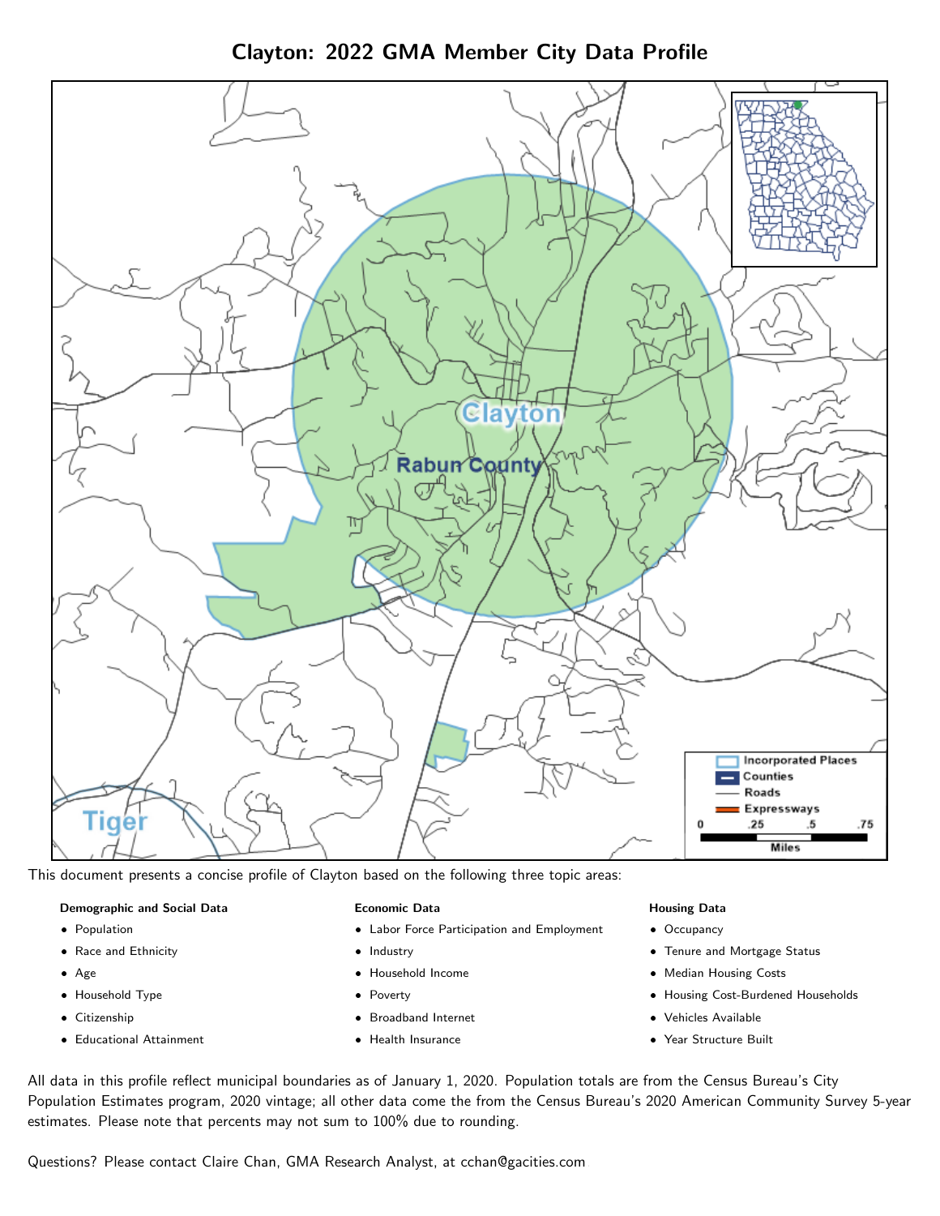# Clayton: 2022 GMA Member City Data Profile

This document presents a concise profile of Clayton based on the following three topic areas:

**Demographic and Social Data**

- Population
- Race and Ethnicity
- Age
- Household Type
- Citizenship
- Educational Attainment

**Economic Data**

- Labor Force Participation and Employment
- Industry
- Household Income
- Poverty
- Broadband Internet
- Health Insurance

**Housing Data**

- Occupancy
- Tenure and Mortgage Status
- Median Housing Costs
- Housing Cost-Burdened Households
- Vehicles Available
- Year Structure Built

All data in this profile reflect municipal boundaries as of January 1, 2020. Population totals are from the Census Bureau's City Population Estimates program, 2020 vintage; all other data come the from the Census Bureau's 2020 American Community Survey 5-year estimates. Please note that percents may not sum to 100% due to rounding.

Questions? Please contact Claire Chan, GMA Research Analyst, at cchan@gacities.com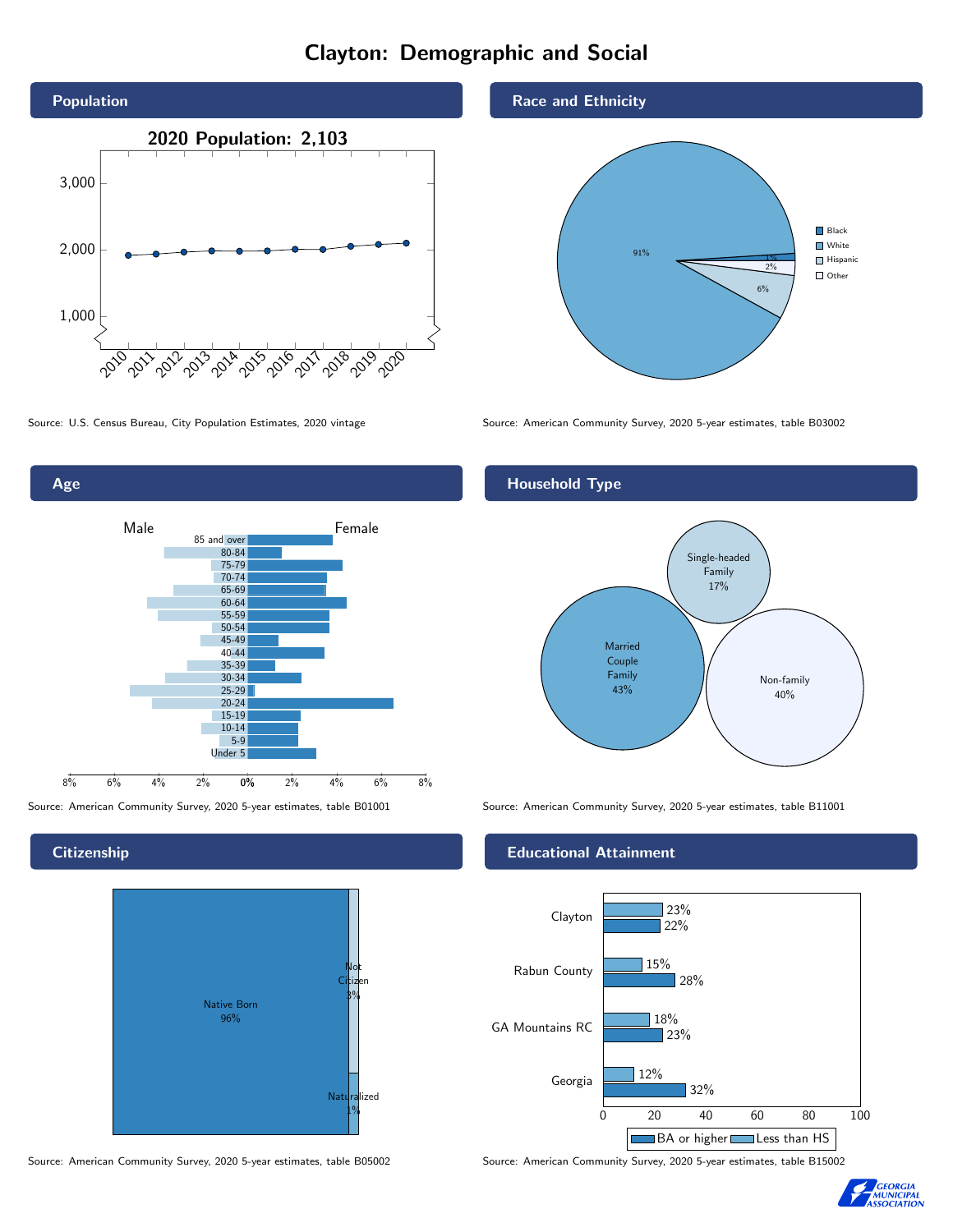# Clayton: Demographic and Social

## Population

2020 Population: 2,103

Source: U.S. Census Bureau, City Population Estimates, 2020 vintage

## Race and Ethnicity

| Race/Ethnicity | Share |
| --- | --- |
| Black | 1% |
| White | 91% |
| Hispanic | 6% |
| Other | 2% |

Source: American Community Survey, 2020 5-year estimates, table B03002

## Age

Male / Female

Age groups: 85 and over, 80-84, 75-79, 70-74, 65-69, 60-64, 55-59, 50-54, 45-49, 40-44, 35-39, 30-34, 25-29, 20-24, 15-19, 10-14, 5-9, Under 5

Source: American Community Survey, 2020 5-year estimates, table B01001

## Household Type

| Household Type | Share |
| --- | --- |
| Married Couple Family | 43% |
| Single-headed Family | 17% |
| Non-family | 40% |

Source: American Community Survey, 2020 5-year estimates, table B11001

## Citizenship

| Status | Share |
| --- | --- |
| Native Born | 96% |
| Not Citizen | 3% |
| Naturalized | 1% |

Source: American Community Survey, 2020 5-year estimates, table B05002

## Educational Attainment

| Area | Less than HS | BA or higher |
| --- | --- | --- |
| Clayton | 23% | 22% |
| Rabun County | 15% | 28% |
| GA Mountains RC | 18% | 23% |
| Georgia | 12% | 32% |

Source: American Community Survey, 2020 5-year estimates, table B15002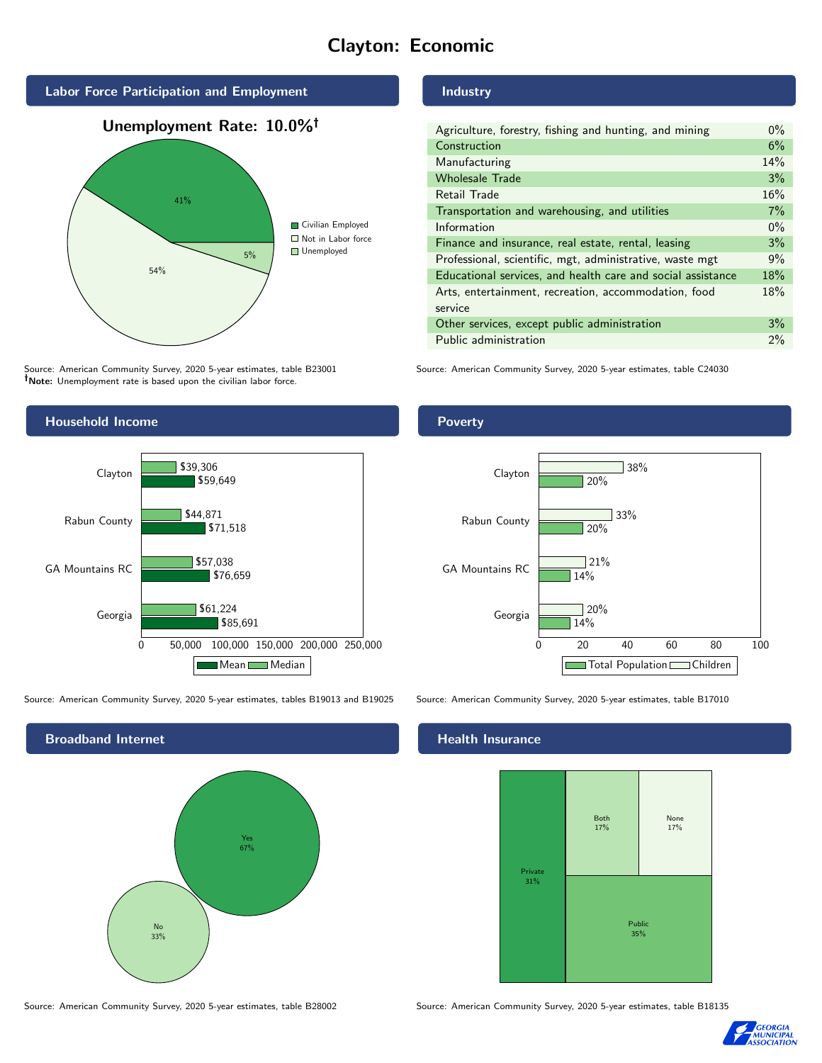# Clayton: Economic

## Labor Force Participation and Employment

**Unemployment Rate: 10.0%†**

| Category | Percent |
|---|---|
| Civilian Employed | 41% |
| Not in Labor force | 54% |
| Unemployed | 5% |

Source: American Community Survey, 2020 5-year estimates, table B23001
**†Note:** Unemployment rate is based upon the civilian labor force.

## Industry

| Industry | Percent |
|---|---|
| Agriculture, forestry, fishing and hunting, and mining | 0% |
| Construction | 6% |
| Manufacturing | 14% |
| Wholesale Trade | 3% |
| Retail Trade | 16% |
| Transportation and warehousing, and utilities | 7% |
| Information | 0% |
| Finance and insurance, real estate, rental, leasing | 3% |
| Professional, scientific, mgt, administrative, waste mgt | 9% |
| Educational services, and health care and social assistance | 18% |
| Arts, entertainment, recreation, accommodation, food service | 18% |
| Other services, except public administration | 3% |
| Public administration | 2% |

Source: American Community Survey, 2020 5-year estimates, table C24030

## Household Income

| Area | Median | Mean |
|---|---|---|
| Clayton | $39,306 | $59,649 |
| Rabun County | $44,871 | $71,518 |
| GA Mountains RC | $57,038 | $76,659 |
| Georgia | $61,224 | $85,691 |

Source: American Community Survey, 2020 5-year estimates, tables B19013 and B19025

## Poverty

| Area | Children | Total Population |
|---|---|---|
| Clayton | 38% | 20% |
| Rabun County | 33% | 20% |
| GA Mountains RC | 21% | 14% |
| Georgia | 20% | 14% |

Source: American Community Survey, 2020 5-year estimates, table B17010

## Broadband Internet

| Response | Percent |
|---|---|
| Yes | 67% |
| No | 33% |

Source: American Community Survey, 2020 5-year estimates, table B28002

## Health Insurance

| Type | Percent |
|---|---|
| Private | 31% |
| Both | 17% |
| None | 17% |
| Public | 35% |

Source: American Community Survey, 2020 5-year estimates, table B18135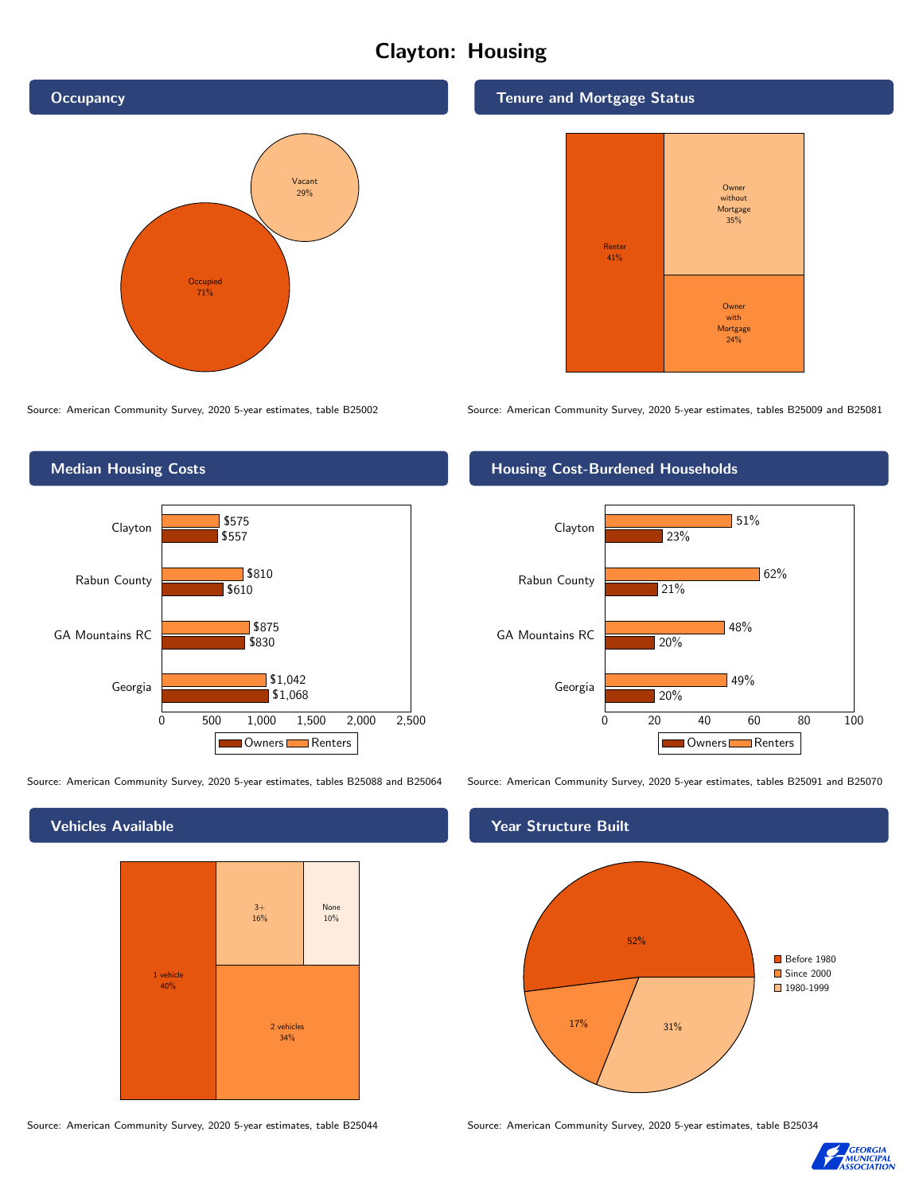# Clayton: Housing

## Occupancy

Vacant
29%

Occupied
71%

Source: American Community Survey, 2020 5-year estimates, table B25002

## Tenure and Mortgage Status

Renter
41%

Owner without Mortgage
35%

Owner with Mortgage
24%

Source: American Community Survey, 2020 5-year estimates, tables B25009 and B25081

## Median Housing Costs

Clayton
$575
$557

Rabun County
$810
$610

GA Mountains RC
$875
$830

Georgia
$1,042
$1,068

0 500 1,000 1,500 2,000 2,500

Owners Renters

Source: American Community Survey, 2020 5-year estimates, tables B25088 and B25064

## Housing Cost-Burdened Households

Clayton
51%
23%

Rabun County
62%
21%

GA Mountains RC
48%
20%

Georgia
49%
20%

0 20 40 60 80 100

Owners Renters

Source: American Community Survey, 2020 5-year estimates, tables B25091 and B25070

## Vehicles Available

1 vehicle
40%

3+
16%

None
10%

2 vehicles
34%

Source: American Community Survey, 2020 5-year estimates, table B25044

## Year Structure Built

52%

17%

31%

Before 1980
Since 2000
1980-1999

Source: American Community Survey, 2020 5-year estimates, table B25034